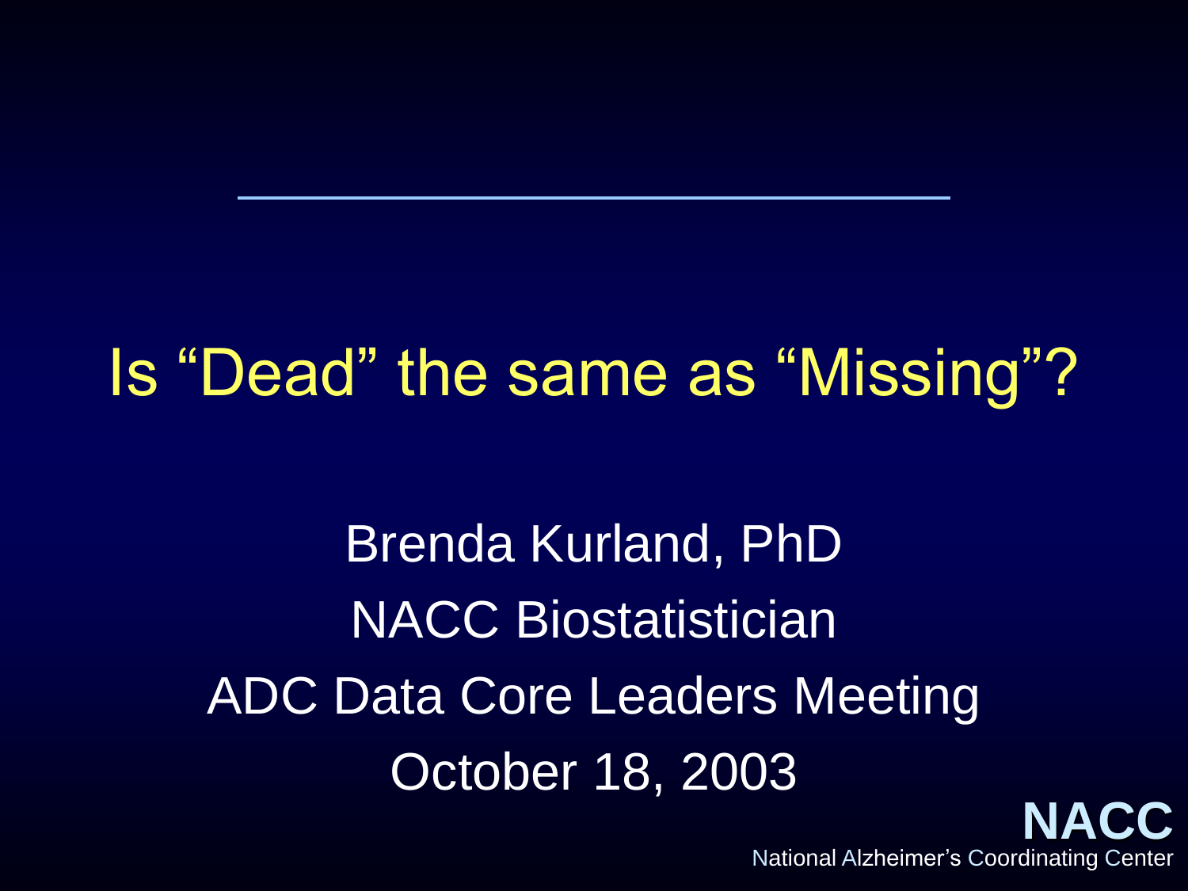# Is "Dead" the same as "Missing"?

Brenda Kurland, PhD

NACC Biostatistician

ADC Data Core Leaders Meeting

October 18, 2003

**NACC**

National Alzheimer's Coordinating Center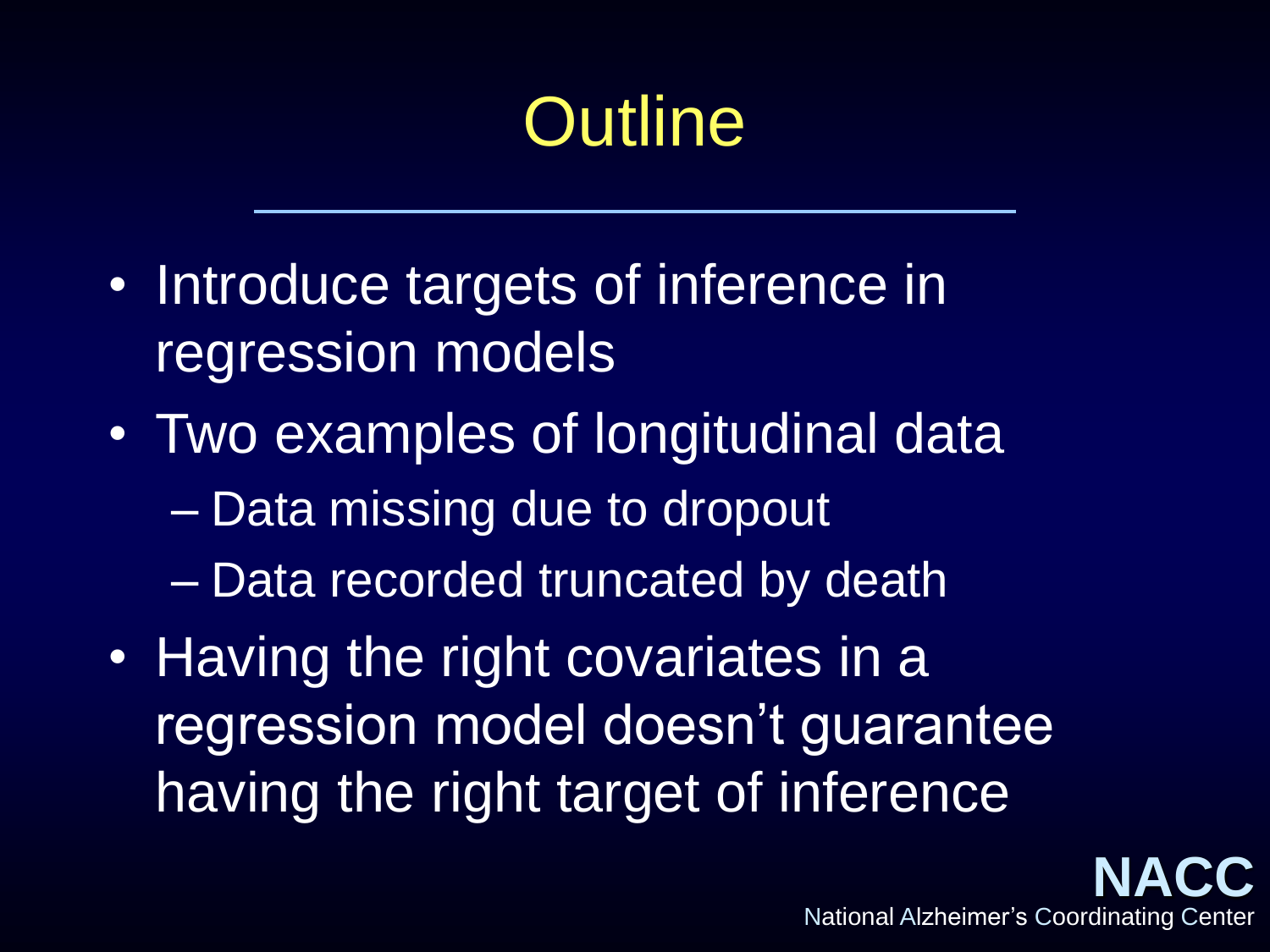# Outline

- Introduce targets of inference in regression models
- Two examples of longitudinal data
  - Data missing due to dropout
  - Data recorded truncated by death
- Having the right covariates in a regression model doesn't guarantee having the right target of inference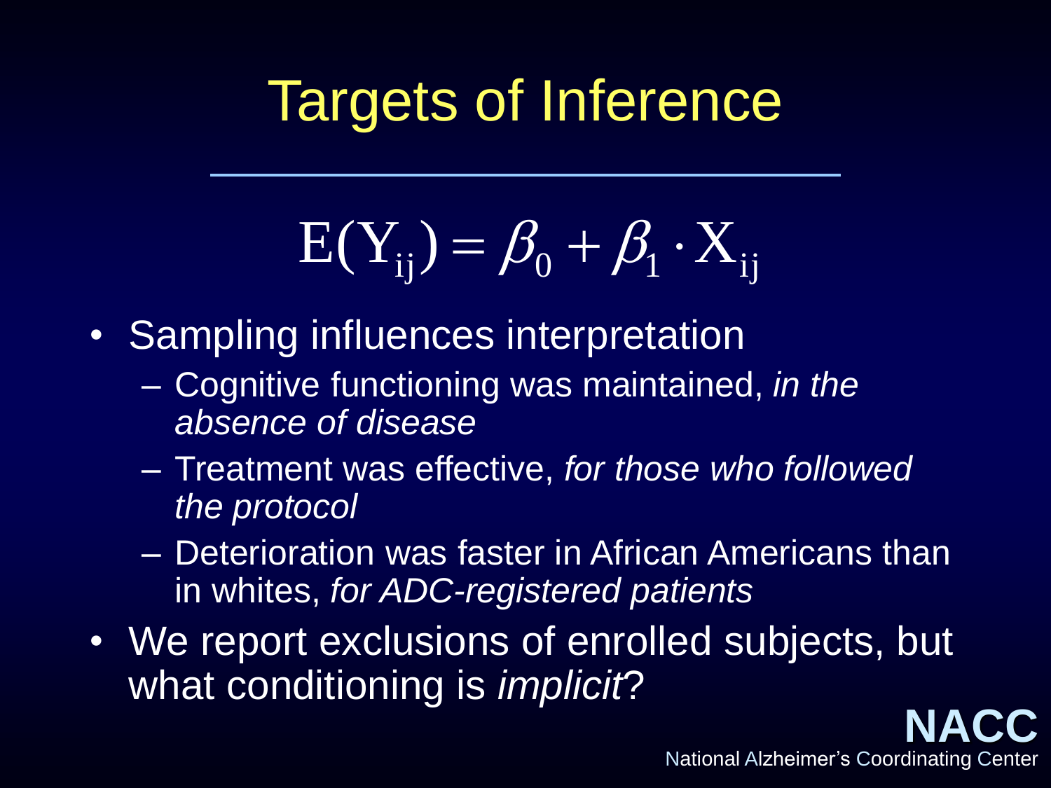# Targets of Inference

$$E(Y_{ij}) = \beta_0 + \beta_1 \cdot X_{ij}$$

- Sampling influences interpretation
  - Cognitive functioning was maintained, *in the absence of disease*
  - Treatment was effective, *for those who followed the protocol*
  - Deterioration was faster in African Americans than in whites, *for ADC-registered patients*
- We report exclusions of enrolled subjects, but what conditioning is *implicit*?

**NACC**
National Alzheimer's Coordinating Center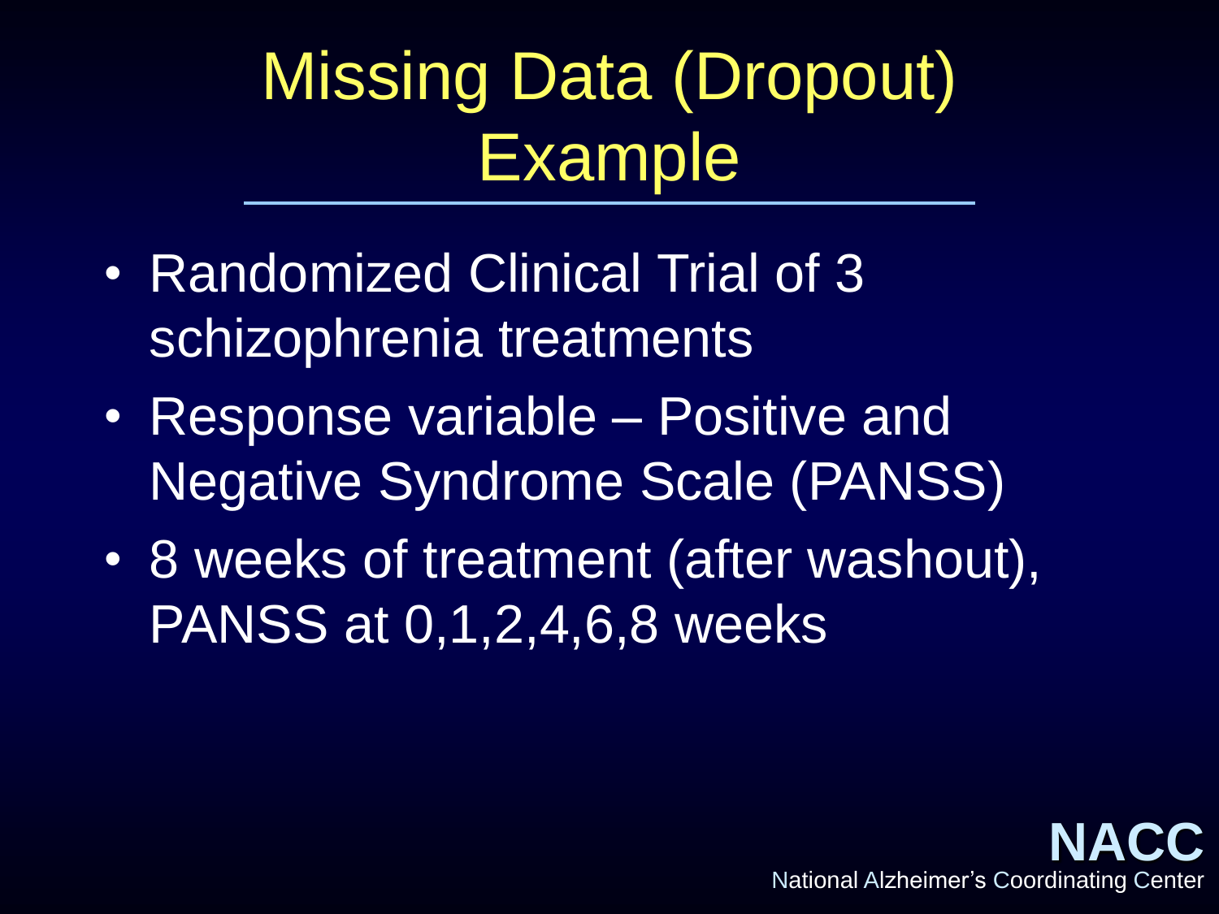# Missing Data (Dropout) Example

- Randomized Clinical Trial of 3 schizophrenia treatments
- Response variable – Positive and Negative Syndrome Scale (PANSS)
- 8 weeks of treatment (after washout), PANSS at 0,1,2,4,6,8 weeks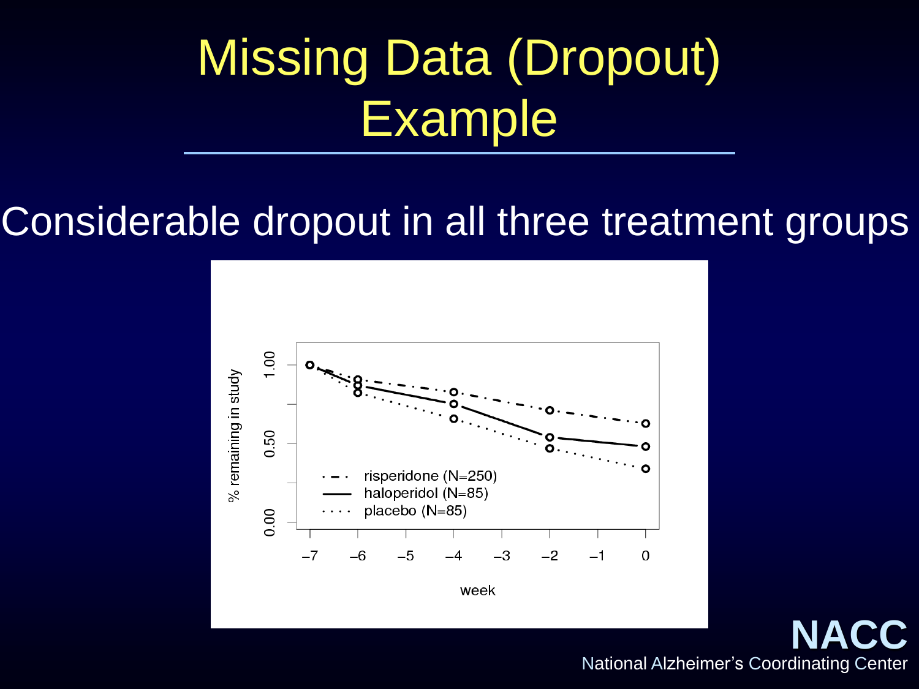# Missing Data (Dropout) Example

Considerable dropout in all three treatment groups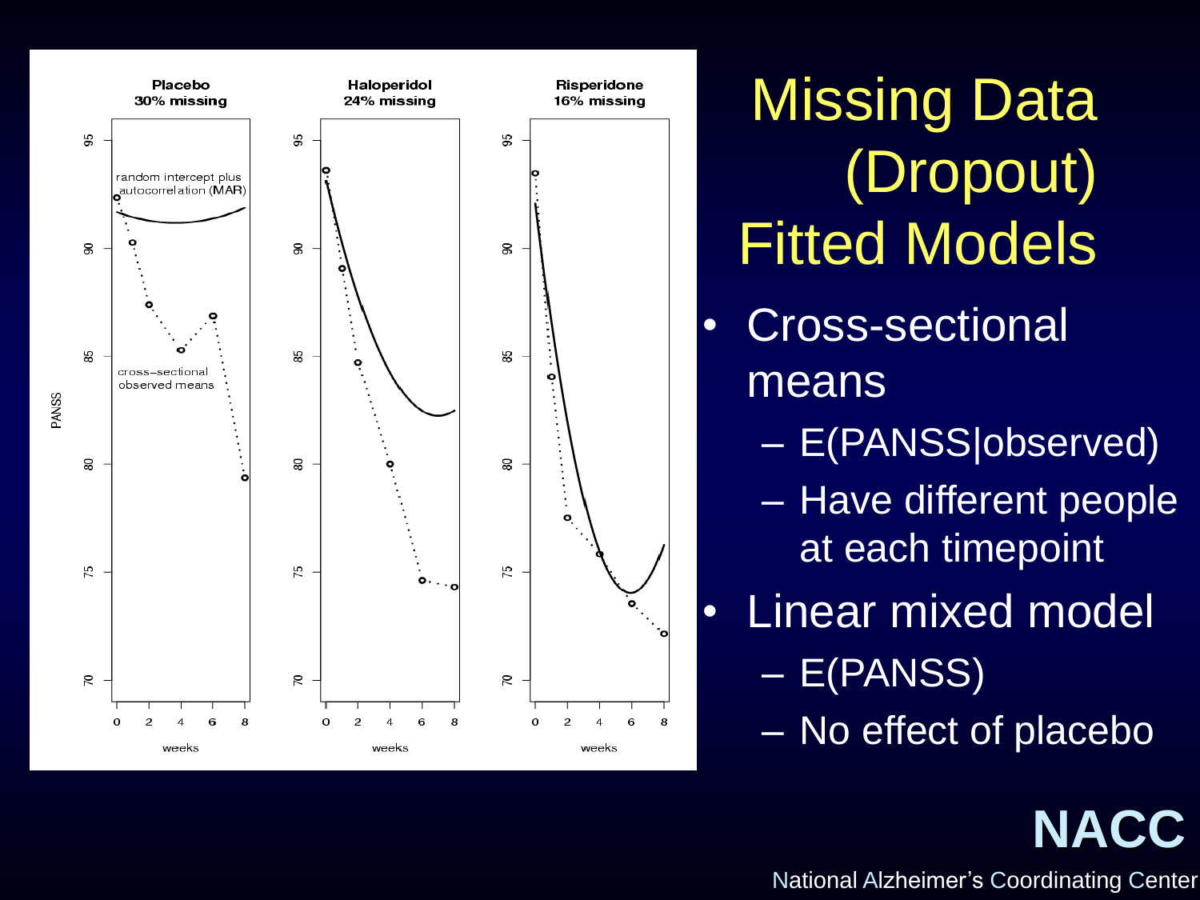# Missing Data (Dropout) Fitted Models

- Cross-sectional means
  - E(PANSS|observed)
  - Have different people at each timepoint
- Linear mixed model
  - E(PANSS)
  - No effect of placebo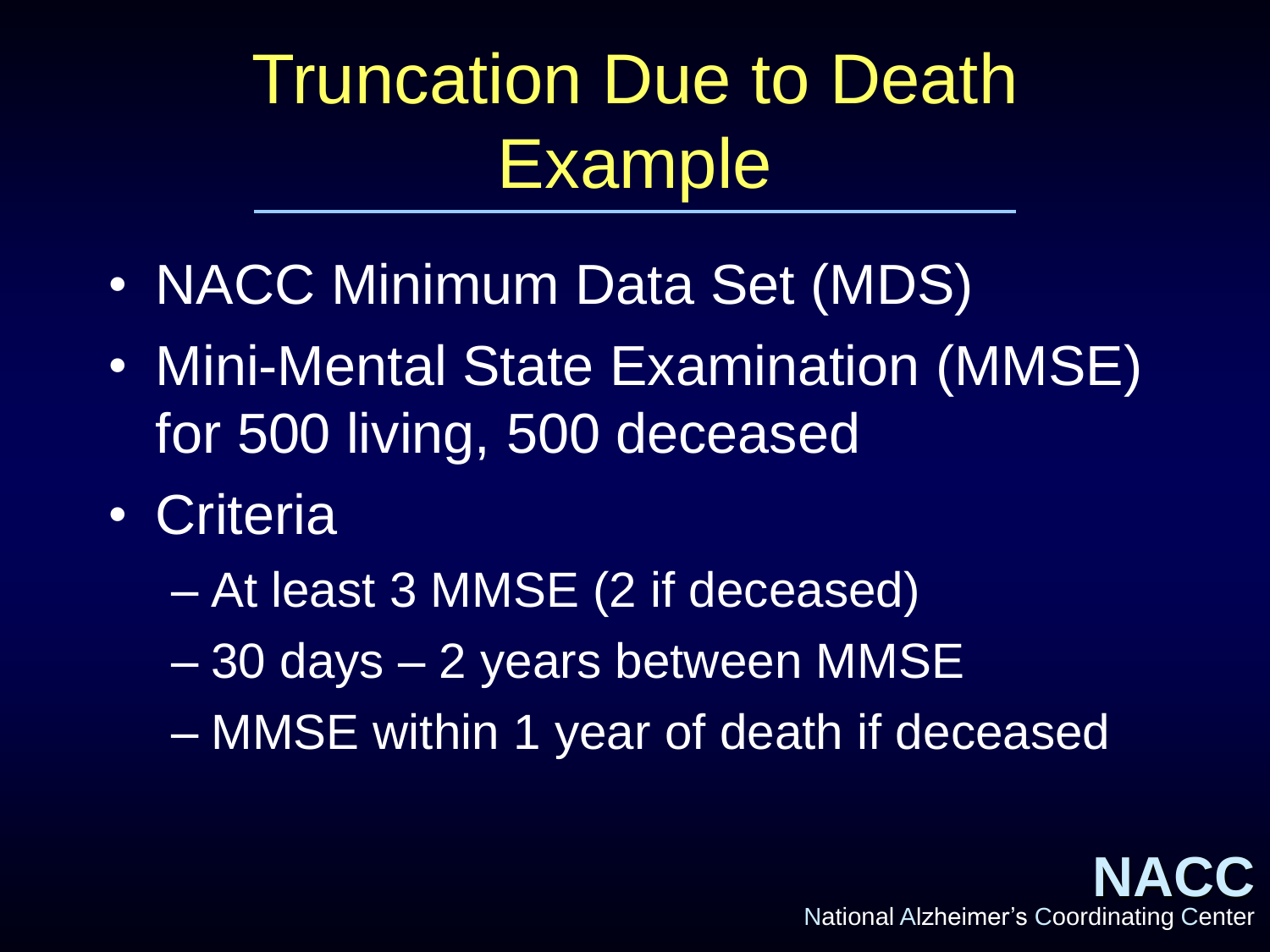# Truncation Due to Death Example

- NACC Minimum Data Set (MDS)
- Mini-Mental State Examination (MMSE) for 500 living, 500 deceased
- Criteria
  - At least 3 MMSE (2 if deceased)
  - 30 days – 2 years between MMSE
  - MMSE within 1 year of death if deceased

**NACC**
National Alzheimer's Coordinating Center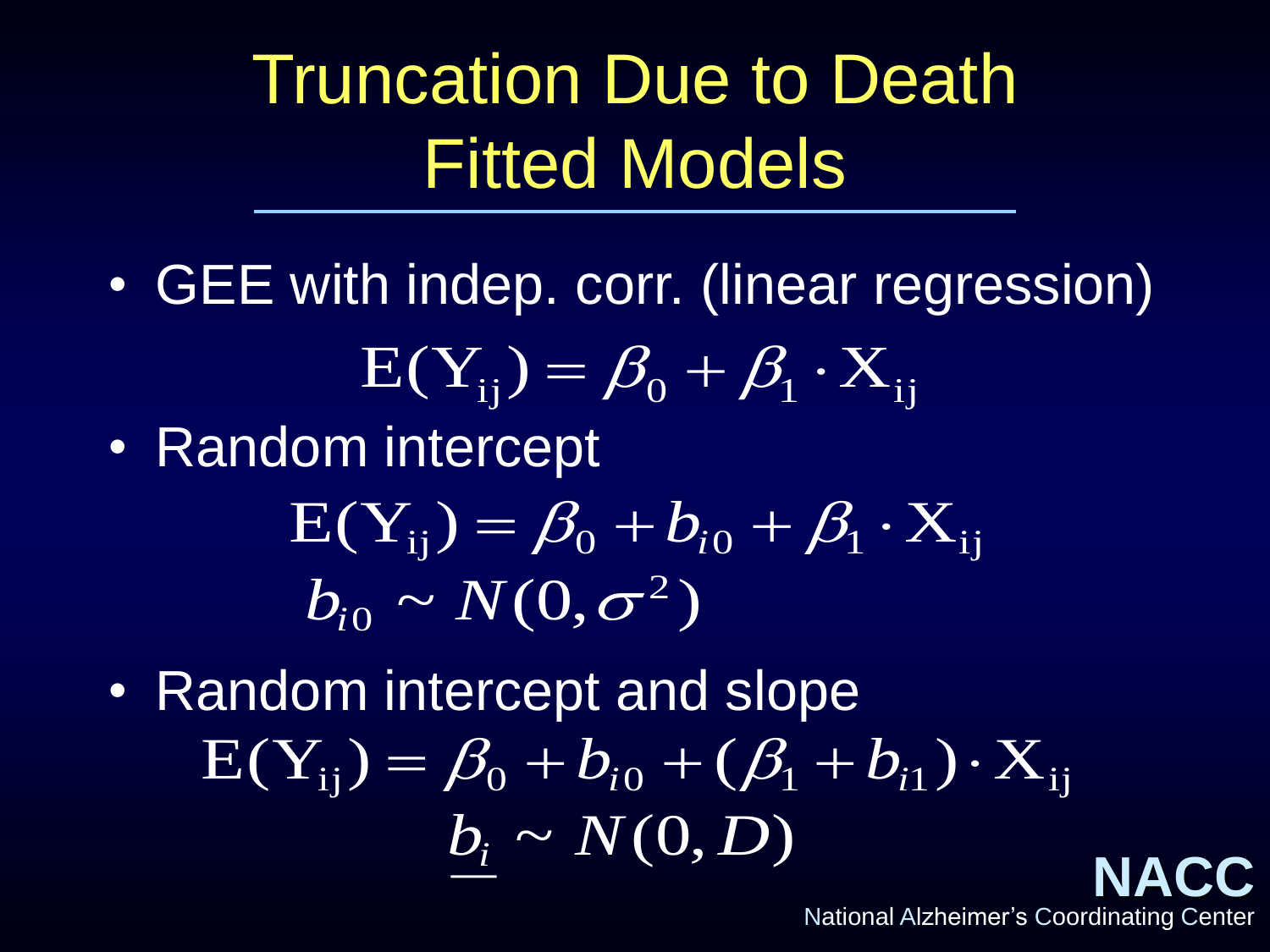# Truncation Due to Death
# Fitted Models

- GEE with indep. corr. (linear regression)

$$\mathrm{E}(\mathrm{Y}_{\mathrm{ij}}) = \beta_0 + \beta_1 \cdot \mathrm{X}_{\mathrm{ij}}$$

- Random intercept

$$\mathrm{E}(\mathrm{Y}_{\mathrm{ij}}) = \beta_0 + b_{i0} + \beta_1 \cdot \mathrm{X}_{\mathrm{ij}}$$

$$b_{i0} \sim N(0, \sigma^2)$$

- Random intercept and slope

$$\mathrm{E}(\mathrm{Y}_{\mathrm{ij}}) = \beta_0 + b_{i0} + (\beta_1 + b_{i1}) \cdot \mathrm{X}_{\mathrm{ij}}$$

$$\underline{b_i} \sim N(0, D)$$

**NACC**
National Alzheimer's Coordinating Center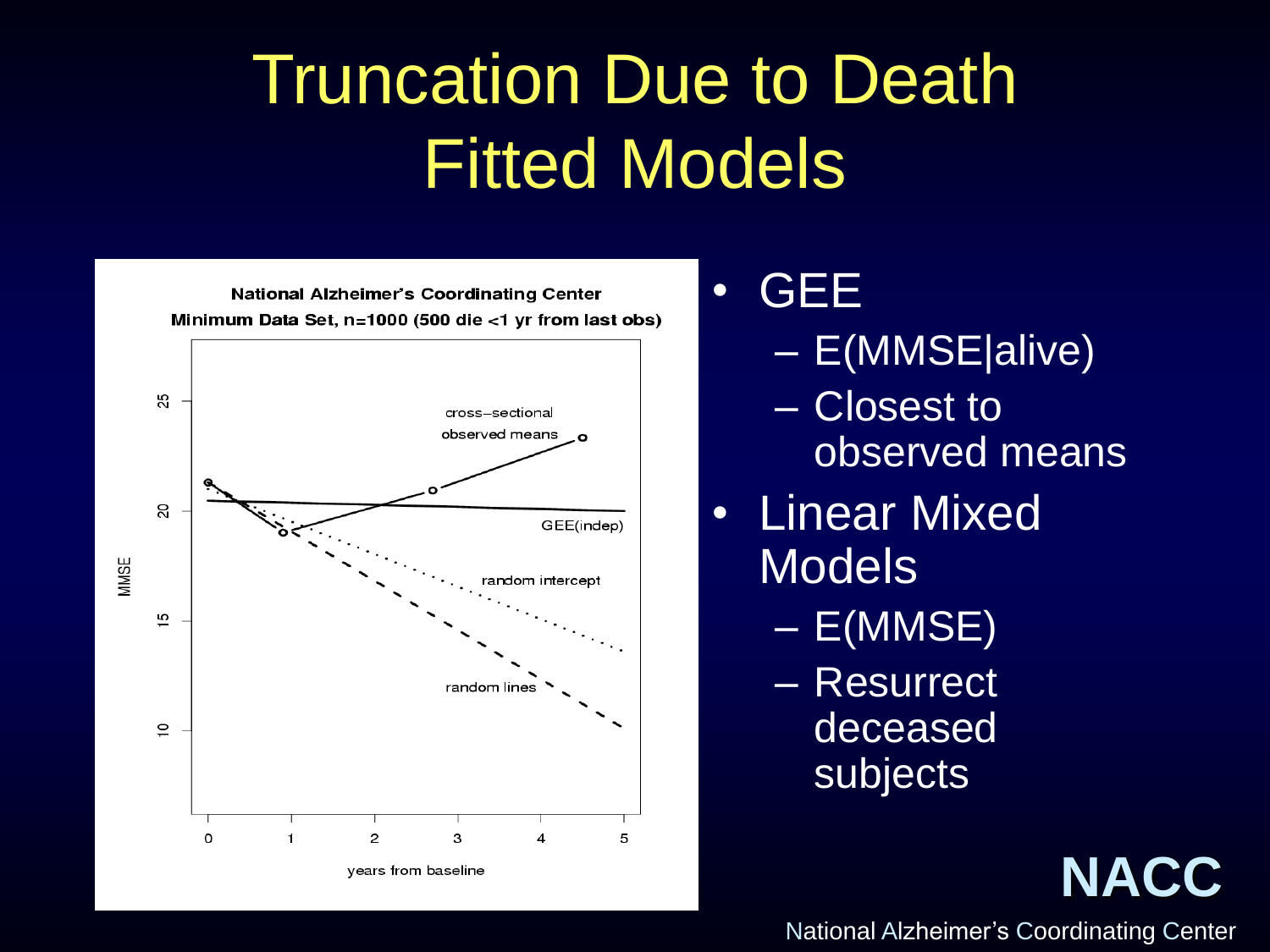# Truncation Due to Death
# Fitted Models

**National Alzheimer's Coordinating Center**
**Minimum Data Set, n=1000 (500 die <1 yr from last obs)**

- GEE
  - E(MMSE|alive)
  - Closest to observed means
- Linear Mixed Models
  - E(MMSE)
  - Resurrect deceased subjects

**NACC**

National Alzheimer's Coordinating Center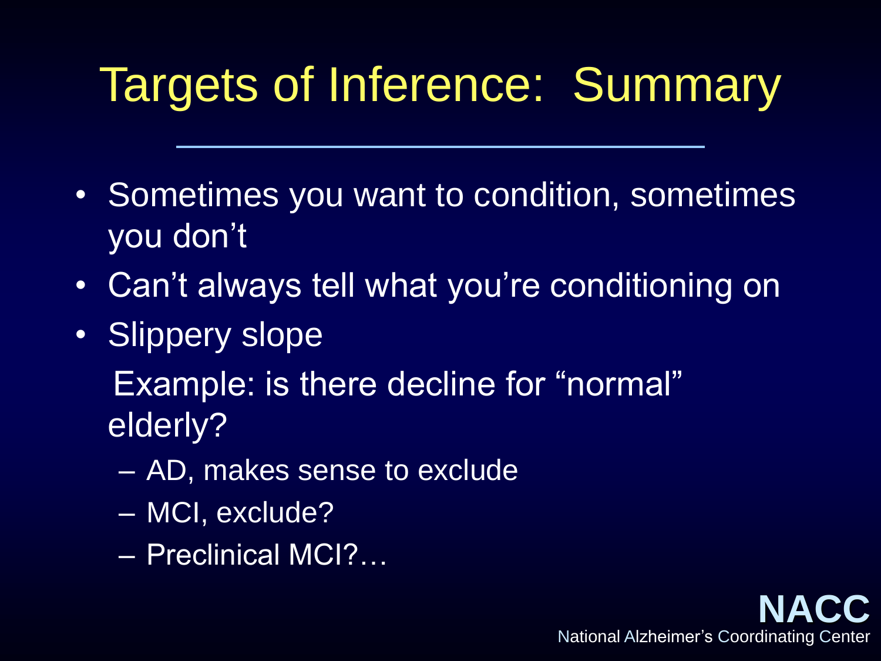# Targets of Inference: Summary

- Sometimes you want to condition, sometimes you don't
- Can't always tell what you're conditioning on
- Slippery slope

  Example: is there decline for "normal" elderly?

  - AD, makes sense to exclude
  - MCI, exclude?
  - Preclinical MCI?…

**NACC**
National Alzheimer's Coordinating Center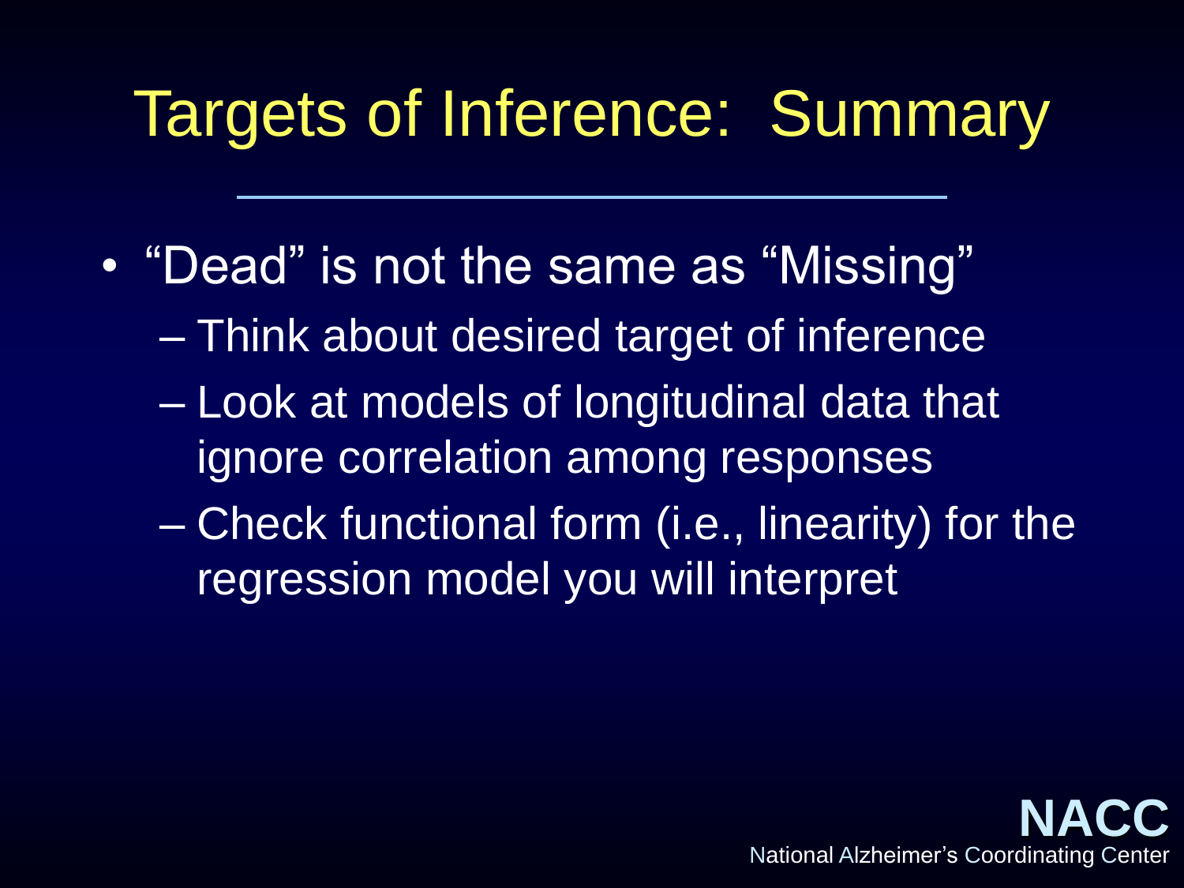# Targets of Inference: Summary

- "Dead" is not the same as "Missing"
  - Think about desired target of inference
  - Look at models of longitudinal data that ignore correlation among responses
  - Check functional form (i.e., linearity) for the regression model you will interpret